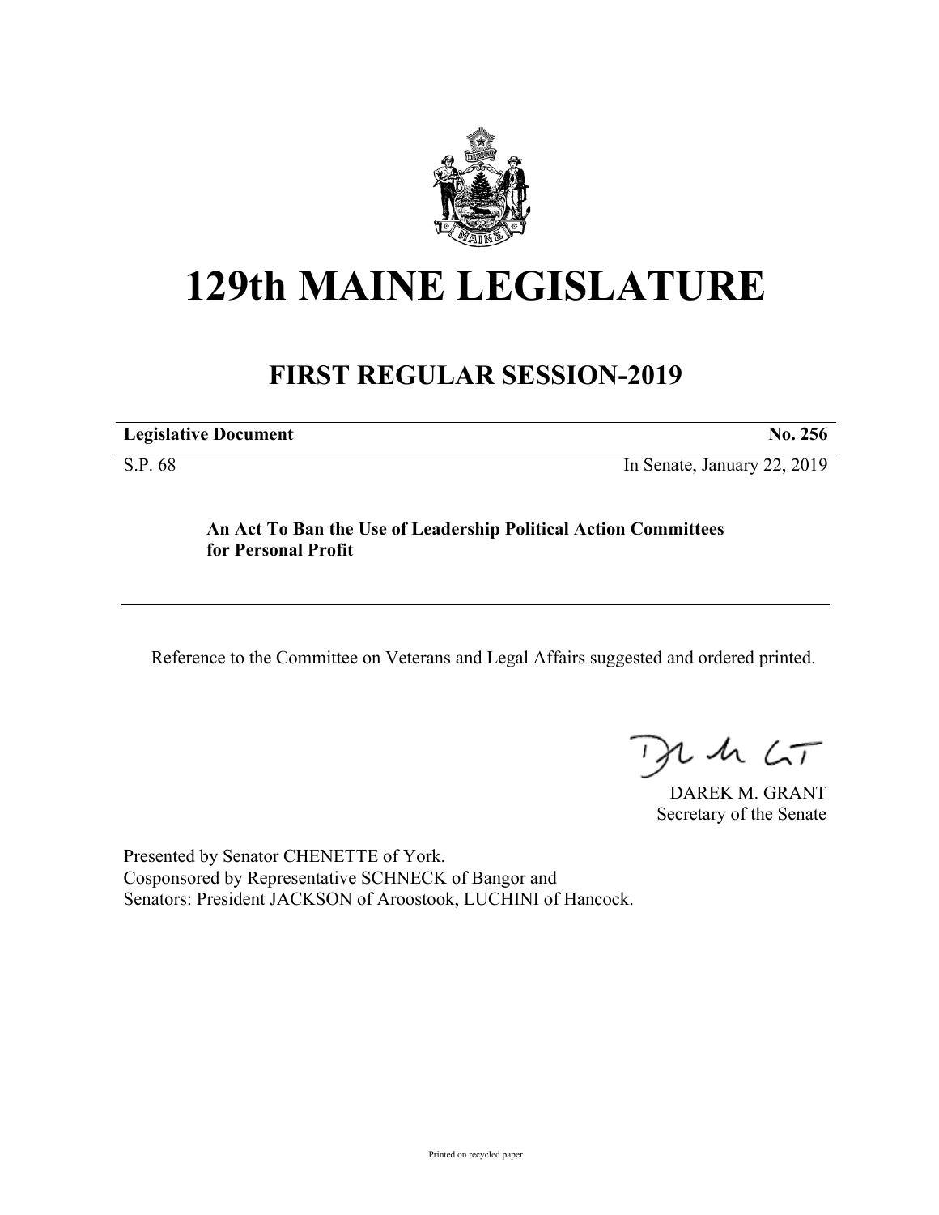# 129th MAINE LEGISLATURE

## FIRST REGULAR SESSION-2019

**Legislative Document** **No. 256**

S.P. 68 In Senate, January 22, 2019

**An Act To Ban the Use of Leadership Political Action Committees for Personal Profit**

---

Reference to the Committee on Veterans and Legal Affairs suggested and ordered printed.

DAREK M. GRANT
Secretary of the Senate

Presented by Senator CHENETTE of York.
Cosponsored by Representative SCHNECK of Bangor and
Senators: President JACKSON of Aroostook, LUCHINI of Hancock.

Printed on recycled paper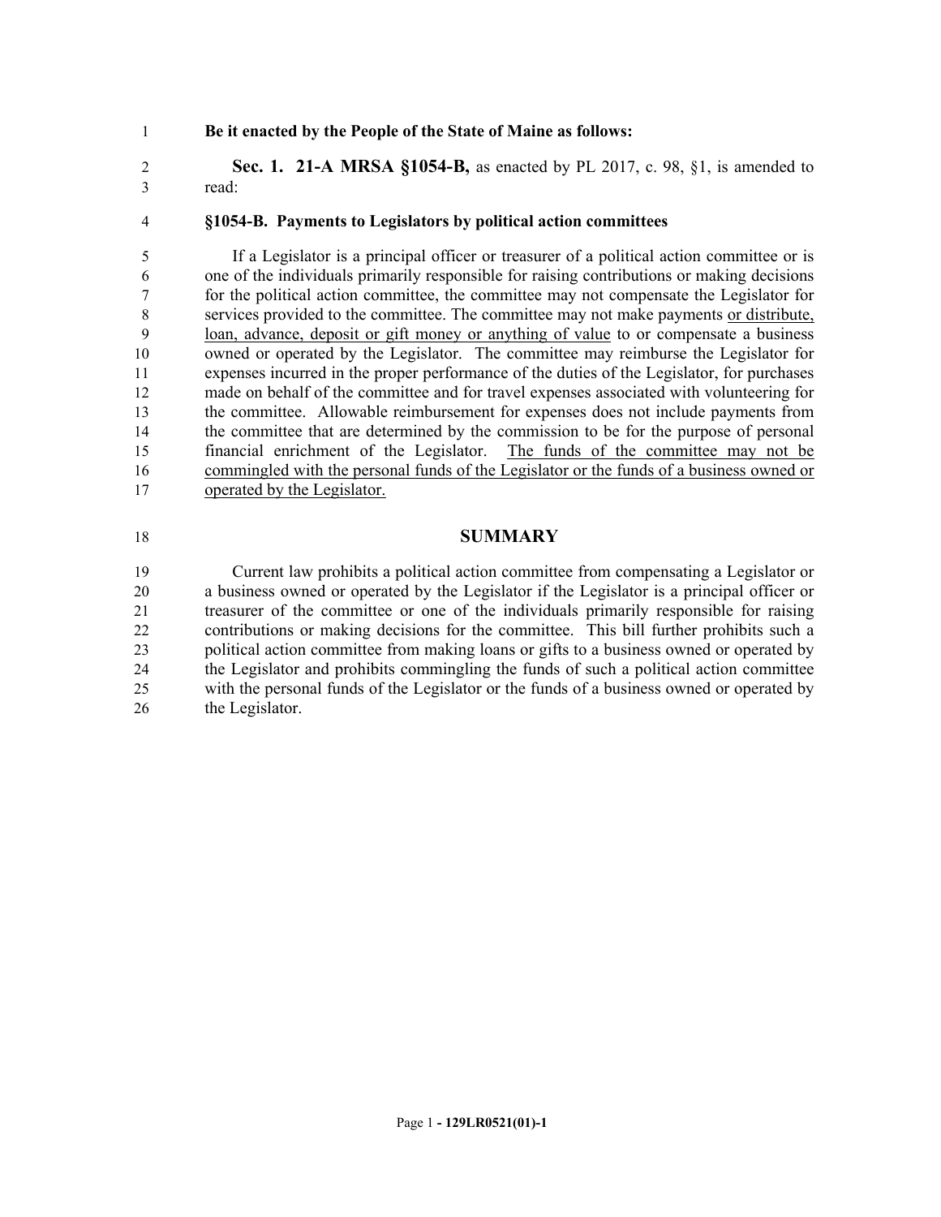**Be it enacted by the People of the State of Maine as follows:**

**Sec. 1. 21-A MRSA §1054-B,** as enacted by PL 2017, c. 98, §1, is amended to read:

**§1054-B. Payments to Legislators by political action committees**

If a Legislator is a principal officer or treasurer of a political action committee or is one of the individuals primarily responsible for raising contributions or making decisions for the political action committee, the committee may not compensate the Legislator for services provided to the committee. The committee may not make payments <u>or distribute, loan, advance, deposit or gift money or anything of value</u> to or compensate a business owned or operated by the Legislator. The committee may reimburse the Legislator for expenses incurred in the proper performance of the duties of the Legislator, for purchases made on behalf of the committee and for travel expenses associated with volunteering for the committee. Allowable reimbursement for expenses does not include payments from the committee that are determined by the commission to be for the purpose of personal financial enrichment of the Legislator. <u>The funds of the committee may not be commingled with the personal funds of the Legislator or the funds of a business owned or operated by the Legislator.</u>

## SUMMARY

Current law prohibits a political action committee from compensating a Legislator or a business owned or operated by the Legislator if the Legislator is a principal officer or treasurer of the committee or one of the individuals primarily responsible for raising contributions or making decisions for the committee. This bill further prohibits such a political action committee from making loans or gifts to a business owned or operated by the Legislator and prohibits commingling the funds of such a political action committee with the personal funds of the Legislator or the funds of a business owned or operated by the Legislator.